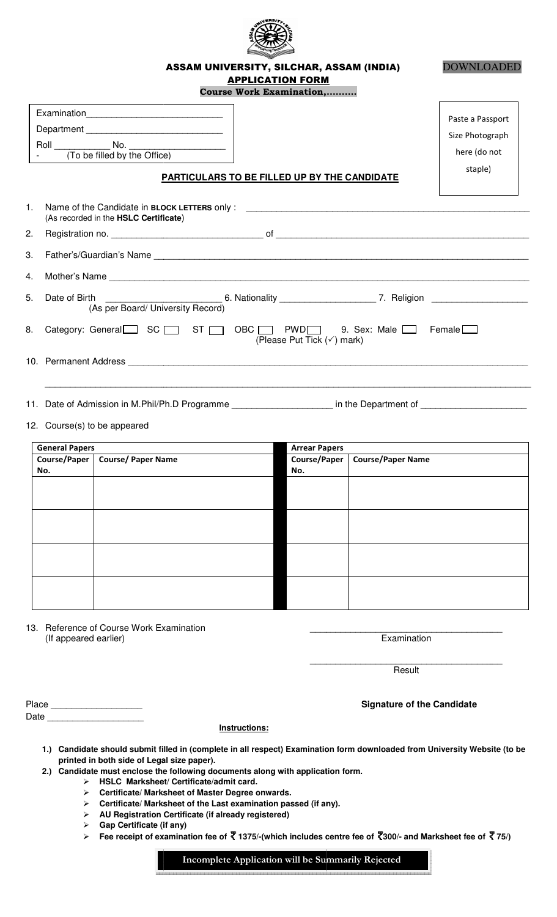DOWNLOADED

# ASSAM UNIVERSITY, SILCHAR, ASSAM (INDIA)

## APPLICATION FORM

**Course Work Examination,..........**

Examination___________________________

Department ___________________________

Roll ___________ No. ___________________

- (To be filled by the Office)

Paste a Passport Size Photograph here (do not staple)

**PARTICULARS TO BE FILLED UP BY THE CANDIDATE**

1. Name of the Candidate in **BLOCK LETTERS** only : ________________________________________
   (As recorded in the **HSLC Certificate**)
2. Registration no. ______________________________ of ________________________________________
3. Father's/Guardian's Name ________________________________________________________________
4. Mother's Name ________________________________________________________________________
5. Date of Birth ______________________ 6. Nationality ___________________ 7. Religion __________________
   (As per Board/ University Record)
8. Category: General ☐ SC ☐ ST ☐ OBC ☐ PWD ☐ 9. Sex: Male ☐ Female ☐
   (Please Put Tick (✓) mark)
10. Permanent Address ____________________________________________________________________

    ____________________________________________________________________________________
11. Date of Admission in M.Phil/Ph.D Programme ___________________ in the Department of ____________________
12. Course(s) to be appeared

| General Papers | | Arrear Papers | |
|---|---|---|---|
| Course/Paper No. | Course/ Paper Name | Course/Paper No. | Course/Paper Name |
| | | | |
| | | | |
| | | | |
| | | | |

13. Reference of Course Work Examination (If appeared earlier)

______________________________________
Examination

______________________________________
Result

Place __________________

Date ___________________

**Signature of the Candidate**

**Instructions:**

1.) **Candidate should submit filled in (complete in all respect) Examination form downloaded from University Website (to be printed in both side of Legal size paper).**

2.) **Candidate must enclose the following documents along with application form.**
   - **HSLC Marksheet/ Certificate/admit card.**
   - **Certificate/ Marksheet of Master Degree onwards.**
   - **Certificate/ Marksheet of the Last examination passed (if any).**
   - **AU Registration Certificate (if already registered)**
   - **Gap Certificate (if any)**
   - **Fee receipt of examination fee of ₹ 1375/-(which includes centre fee of ₹300/- and Marksheet fee of ₹ 75/)**

**Incomplete Application will be Summarily Rejected**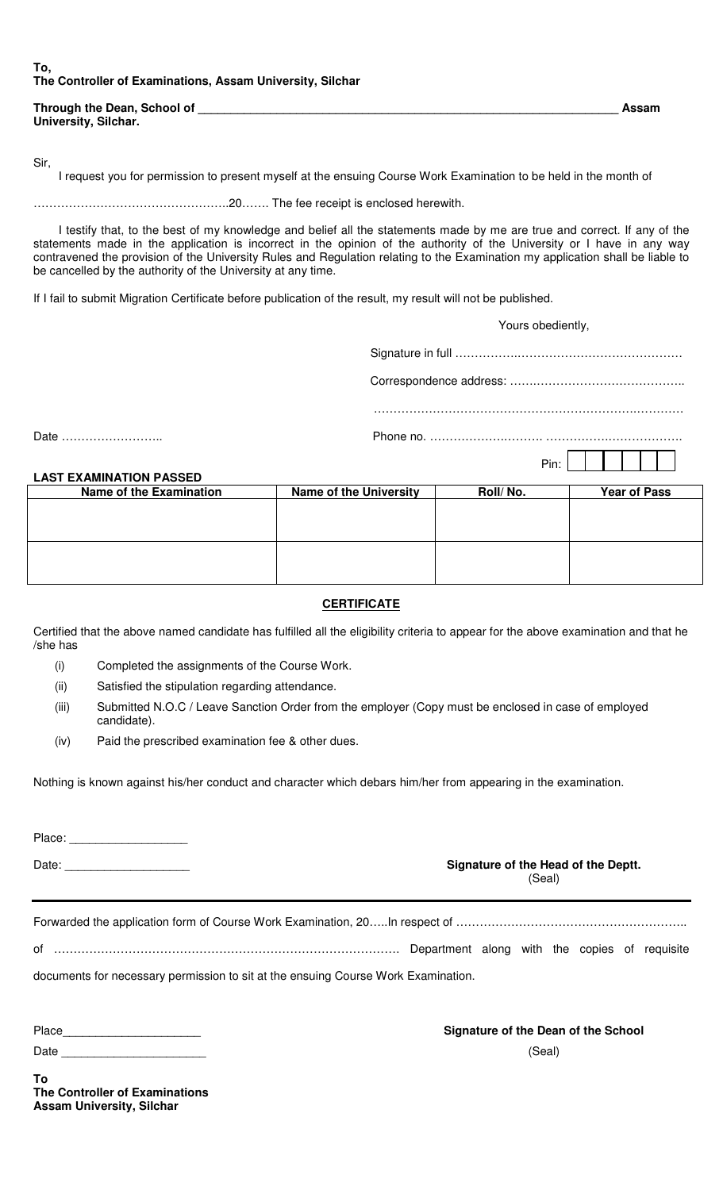**To,**
**The Controller of Examinations, Assam University, Silchar**

**Through the Dean, School of \_\_\_\_\_\_\_\_\_\_\_\_\_\_\_\_\_\_\_\_\_\_\_\_\_\_\_\_\_\_\_\_\_\_\_\_\_\_\_\_\_\_\_\_\_\_\_\_\_\_\_\_\_\_\_\_\_\_\_\_ Assam University, Silchar.**

Sir,

I request you for permission to present myself at the ensuing Course Work Examination to be held in the month of …………………………………………..20……. The fee receipt is enclosed herewith.

I testify that, to the best of my knowledge and belief all the statements made by me are true and correct. If any of the statements made in the application is incorrect in the opinion of the authority of the University or I have in any way contravened the provision of the University Rules and Regulation relating to the Examination my application shall be liable to be cancelled by the authority of the University at any time.

If I fail to submit Migration Certificate before publication of the result, my result will not be published.

Yours obediently,

Signature in full ……………………………………………………

Correspondence address: ……………………………………..

……………………………………………………………………

Date ……………………..

Phone no. ……………………… ……………………………

Pin: | | | | | | |

**LAST EXAMINATION PASSED**

| Name of the Examination | Name of the University | Roll/ No. | Year of Pass |
|---|---|---|---|
| | | | |
| | | | |

**CERTIFICATE**

Certified that the above named candidate has fulfilled all the eligibility criteria to appear for the above examination and that he /she has

(i) Completed the assignments of the Course Work.

(ii) Satisfied the stipulation regarding attendance.

(iii) Submitted N.O.C / Leave Sanction Order from the employer (Copy must be enclosed in case of employed candidate).

(iv) Paid the prescribed examination fee & other dues.

Nothing is known against his/her conduct and character which debars him/her from appearing in the examination.

Place: \_\_\_\_\_\_\_\_\_\_\_\_\_\_\_\_\_\_

Date: \_\_\_\_\_\_\_\_\_\_\_\_\_\_\_\_\_\_

**Signature of the Head of the Deptt.**
(Seal)

---

Forwarded the application form of Course Work Examination, 20…..In respect of …………………………………………………..

of …………………………………………………………………………… Department along with the copies of requisite documents for necessary permission to sit at the ensuing Course Work Examination.

Place\_\_\_\_\_\_\_\_\_\_\_\_\_\_\_\_\_\_\_\_

Date \_\_\_\_\_\_\_\_\_\_\_\_\_\_\_\_\_\_\_\_\_

**Signature of the Dean of the School**
(Seal)

**To**
**The Controller of Examinations**
**Assam University, Silchar**